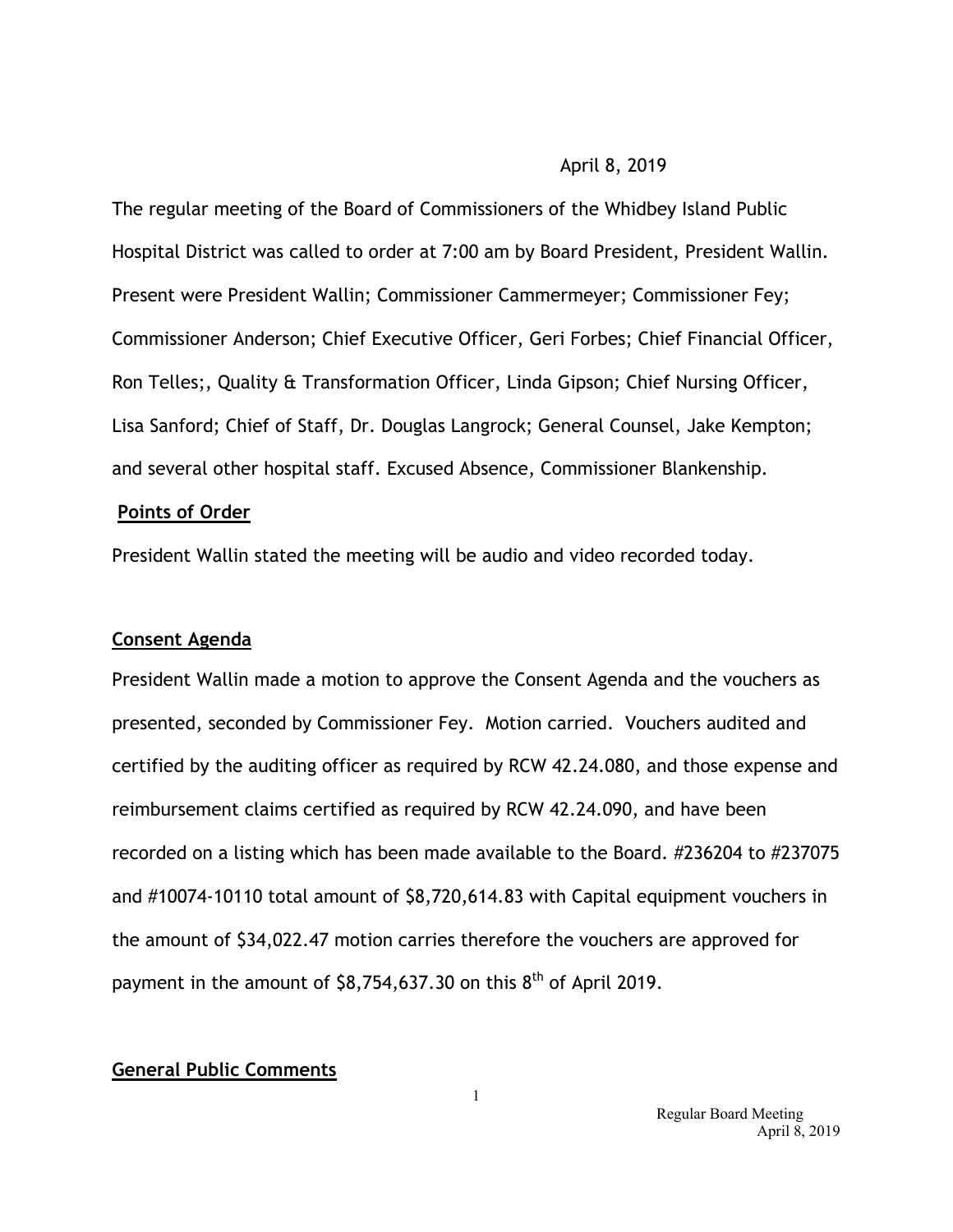April 8, 2019

The regular meeting of the Board of Commissioners of the Whidbey Island Public Hospital District was called to order at 7:00 am by Board President, President Wallin. Present were President Wallin; Commissioner Cammermeyer; Commissioner Fey; Commissioner Anderson; Chief Executive Officer, Geri Forbes; Chief Financial Officer, Ron Telles;, Quality & Transformation Officer, Linda Gipson; Chief Nursing Officer, Lisa Sanford; Chief of Staff, Dr. Douglas Langrock; General Counsel, Jake Kempton; and several other hospital staff. Excused Absence, Commissioner Blankenship.

**Points of Order**

President Wallin stated the meeting will be audio and video recorded today.

**Consent Agenda**

President Wallin made a motion to approve the Consent Agenda and the vouchers as presented, seconded by Commissioner Fey. Motion carried. Vouchers audited and certified by the auditing officer as required by RCW 42.24.080, and those expense and reimbursement claims certified as required by RCW 42.24.090, and have been recorded on a listing which has been made available to the Board. #236204 to #237075 and #10074-10110 total amount of $8,720,614.83 with Capital equipment vouchers in the amount of $34,022.47 motion carries therefore the vouchers are approved for payment in the amount of $8,754,637.30 on this 8th of April 2019.

**General Public Comments**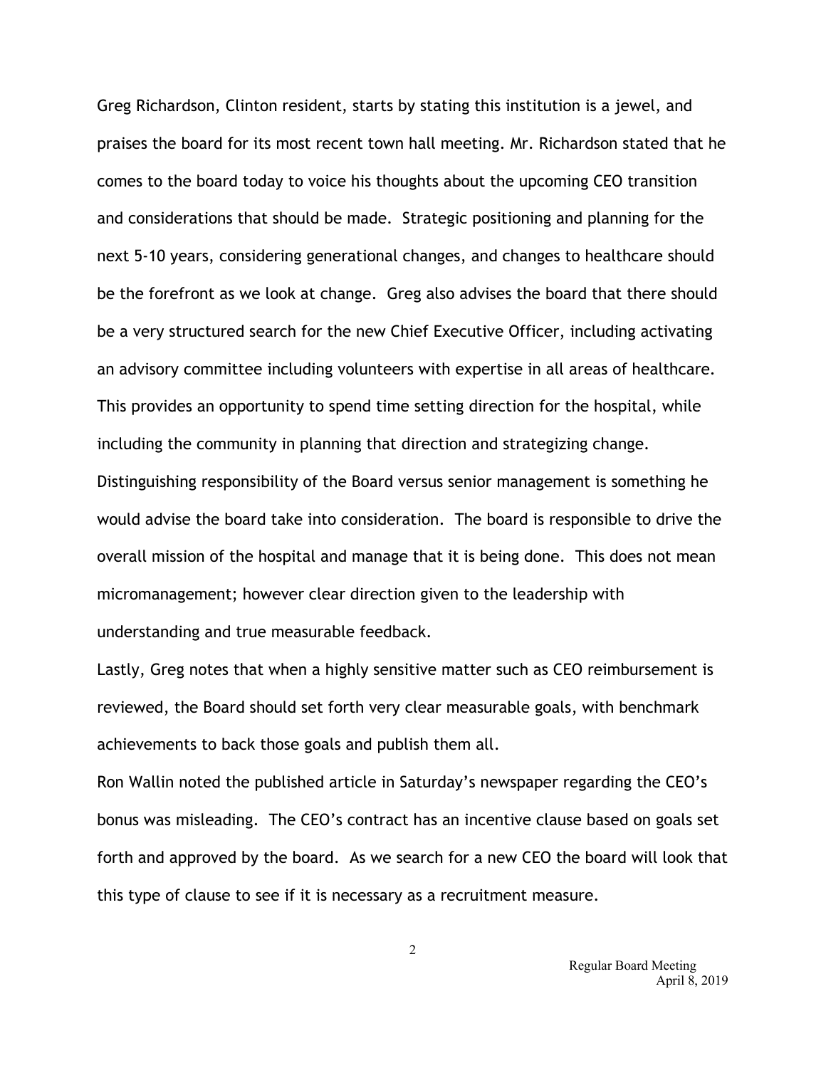Greg Richardson, Clinton resident, starts by stating this institution is a jewel, and praises the board for its most recent town hall meeting. Mr. Richardson stated that he comes to the board today to voice his thoughts about the upcoming CEO transition and considerations that should be made. Strategic positioning and planning for the next 5-10 years, considering generational changes, and changes to healthcare should be the forefront as we look at change. Greg also advises the board that there should be a very structured search for the new Chief Executive Officer, including activating an advisory committee including volunteers with expertise in all areas of healthcare. This provides an opportunity to spend time setting direction for the hospital, while including the community in planning that direction and strategizing change.

Distinguishing responsibility of the Board versus senior management is something he would advise the board take into consideration. The board is responsible to drive the overall mission of the hospital and manage that it is being done. This does not mean micromanagement; however clear direction given to the leadership with understanding and true measurable feedback.

Lastly, Greg notes that when a highly sensitive matter such as CEO reimbursement is reviewed, the Board should set forth very clear measurable goals, with benchmark achievements to back those goals and publish them all.

Ron Wallin noted the published article in Saturday's newspaper regarding the CEO's bonus was misleading. The CEO's contract has an incentive clause based on goals set forth and approved by the board. As we search for a new CEO the board will look that this type of clause to see if it is necessary as a recruitment measure.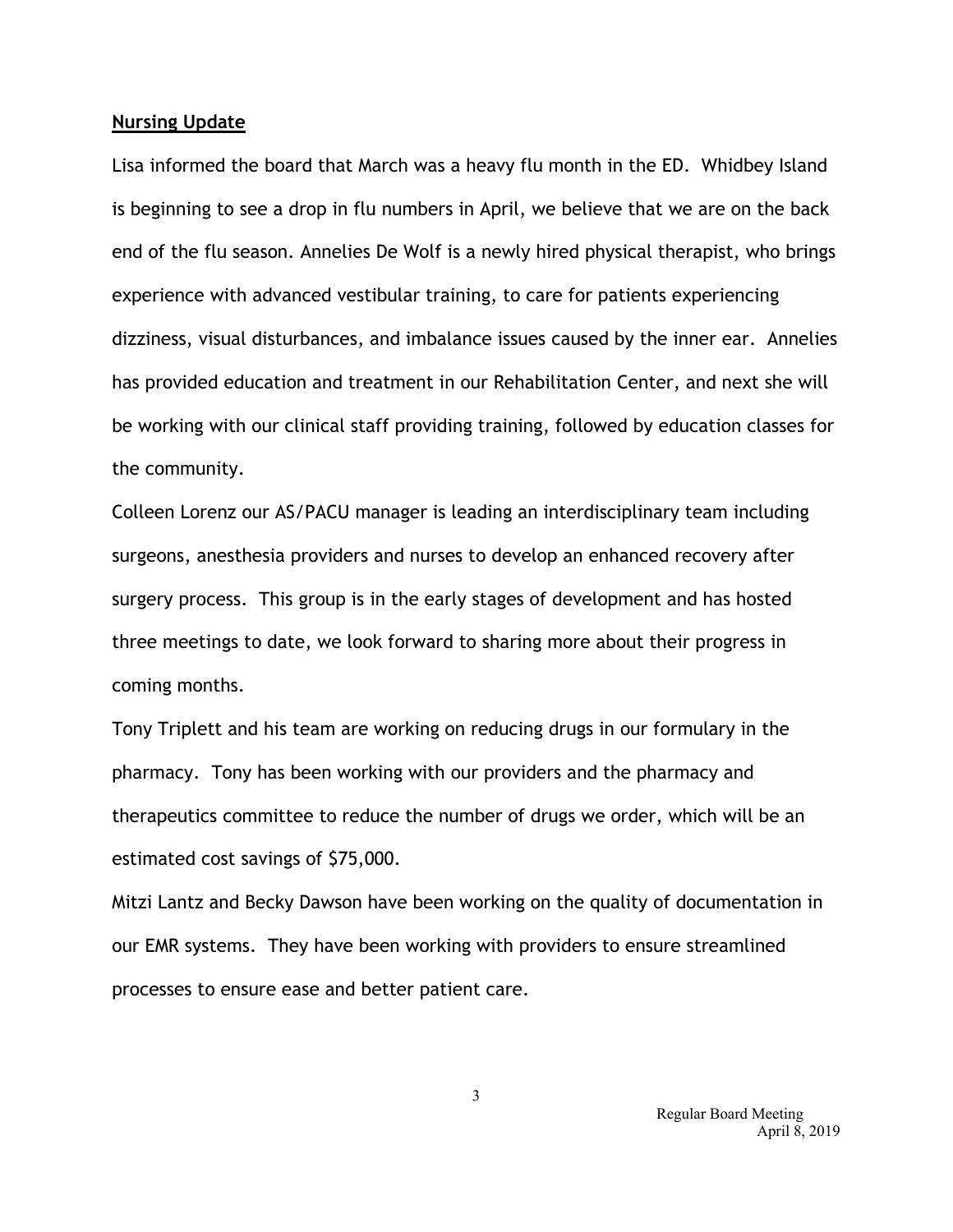## Nursing Update

Lisa informed the board that March was a heavy flu month in the ED. Whidbey Island is beginning to see a drop in flu numbers in April, we believe that we are on the back end of the flu season. Annelies De Wolf is a newly hired physical therapist, who brings experience with advanced vestibular training, to care for patients experiencing dizziness, visual disturbances, and imbalance issues caused by the inner ear. Annelies has provided education and treatment in our Rehabilitation Center, and next she will be working with our clinical staff providing training, followed by education classes for the community.

Colleen Lorenz our AS/PACU manager is leading an interdisciplinary team including surgeons, anesthesia providers and nurses to develop an enhanced recovery after surgery process. This group is in the early stages of development and has hosted three meetings to date, we look forward to sharing more about their progress in coming months.

Tony Triplett and his team are working on reducing drugs in our formulary in the pharmacy. Tony has been working with our providers and the pharmacy and therapeutics committee to reduce the number of drugs we order, which will be an estimated cost savings of $75,000.

Mitzi Lantz and Becky Dawson have been working on the quality of documentation in our EMR systems. They have been working with providers to ensure streamlined processes to ensure ease and better patient care.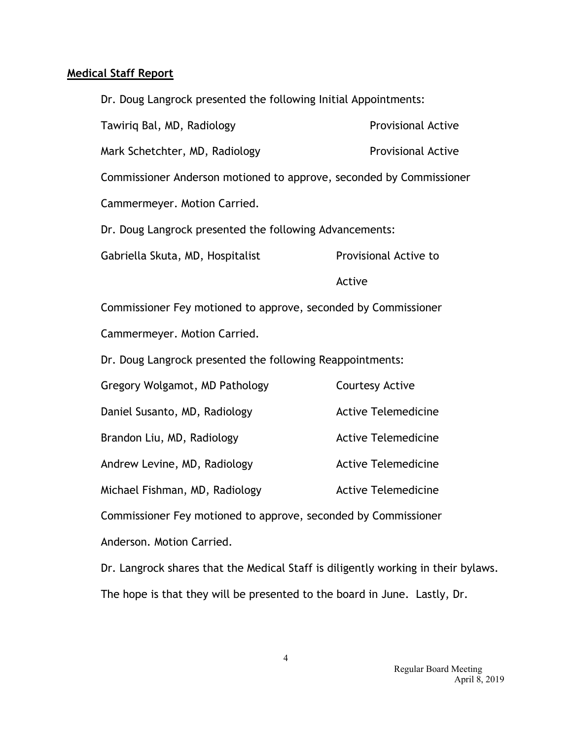## **Medical Staff Report**

Dr. Doug Langrock presented the following Initial Appointments:

| | |
|---|---|
| Tawiriq Bal, MD, Radiology | Provisional Active |
| Mark Schetchter, MD, Radiology | Provisional Active |

Commissioner Anderson motioned to approve, seconded by Commissioner Cammermeyer. Motion Carried.

Dr. Doug Langrock presented the following Advancements:

| | |
|---|---|
| Gabriella Skuta, MD, Hospitalist | Provisional Active to Active |

Commissioner Fey motioned to approve, seconded by Commissioner Cammermeyer. Motion Carried.

Dr. Doug Langrock presented the following Reappointments:

| | |
|---|---|
| Gregory Wolgamot, MD Pathology | Courtesy Active |
| Daniel Susanto, MD, Radiology | Active Telemedicine |
| Brandon Liu, MD, Radiology | Active Telemedicine |
| Andrew Levine, MD, Radiology | Active Telemedicine |
| Michael Fishman, MD, Radiology | Active Telemedicine |

Commissioner Fey motioned to approve, seconded by Commissioner Anderson. Motion Carried.

Dr. Langrock shares that the Medical Staff is diligently working in their bylaws. The hope is that they will be presented to the board in June. Lastly, Dr.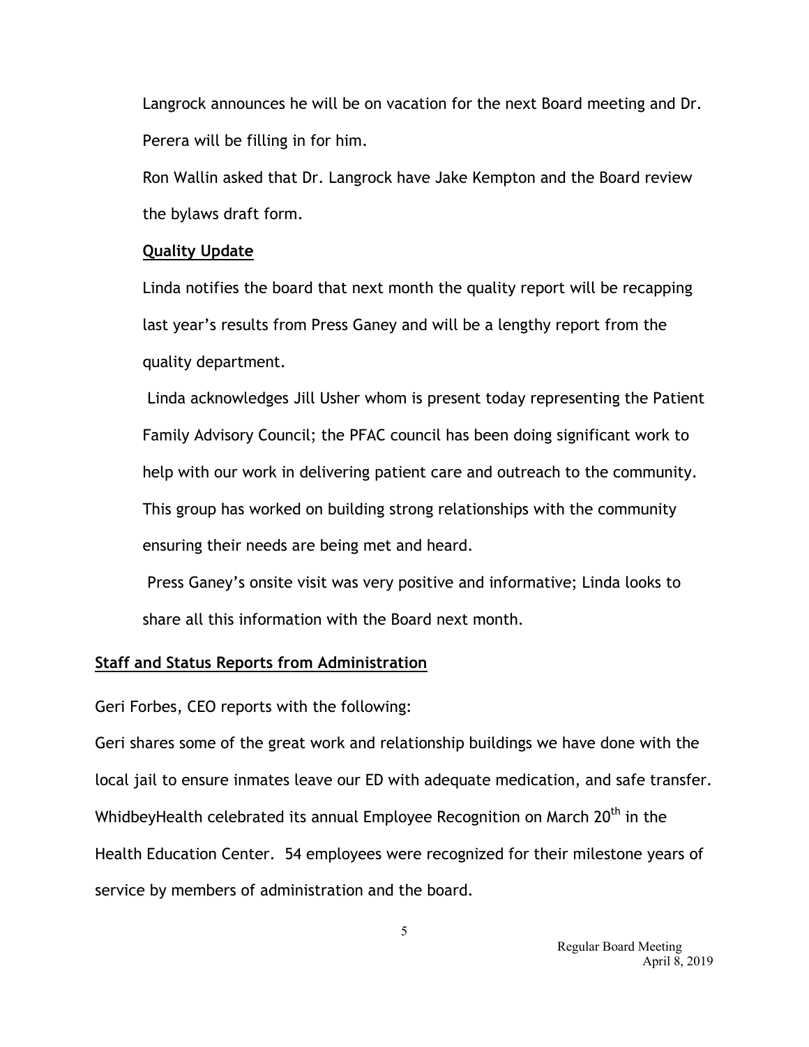Langrock announces he will be on vacation for the next Board meeting and Dr. Perera will be filling in for him.

Ron Wallin asked that Dr. Langrock have Jake Kempton and the Board review the bylaws draft form.

**Quality Update**

Linda notifies the board that next month the quality report will be recapping last year's results from Press Ganey and will be a lengthy report from the quality department.

Linda acknowledges Jill Usher whom is present today representing the Patient Family Advisory Council; the PFAC council has been doing significant work to help with our work in delivering patient care and outreach to the community. This group has worked on building strong relationships with the community ensuring their needs are being met and heard.

Press Ganey's onsite visit was very positive and informative; Linda looks to share all this information with the Board next month.

**Staff and Status Reports from Administration**

Geri Forbes, CEO reports with the following:

Geri shares some of the great work and relationship buildings we have done with the local jail to ensure inmates leave our ED with adequate medication, and safe transfer. WhidbeyHealth celebrated its annual Employee Recognition on March 20th in the Health Education Center. 54 employees were recognized for their milestone years of service by members of administration and the board.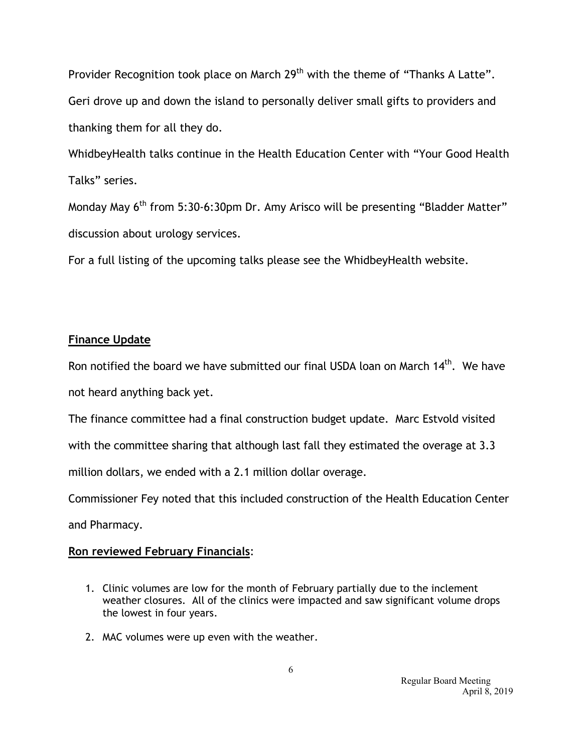Provider Recognition took place on March 29th with the theme of "Thanks A Latte". Geri drove up and down the island to personally deliver small gifts to providers and thanking them for all they do.

WhidbeyHealth talks continue in the Health Education Center with "Your Good Health Talks" series.

Monday May 6th from 5:30-6:30pm Dr. Amy Arisco will be presenting "Bladder Matter" discussion about urology services.

For a full listing of the upcoming talks please see the WhidbeyHealth website.

**Finance Update**

Ron notified the board we have submitted our final USDA loan on March 14th. We have not heard anything back yet.

The finance committee had a final construction budget update. Marc Estvold visited with the committee sharing that although last fall they estimated the overage at 3.3 million dollars, we ended with a 2.1 million dollar overage.

Commissioner Fey noted that this included construction of the Health Education Center and Pharmacy.

**Ron reviewed February Financials**:

1. Clinic volumes are low for the month of February partially due to the inclement weather closures. All of the clinics were impacted and saw significant volume drops the lowest in four years.
2. MAC volumes were up even with the weather.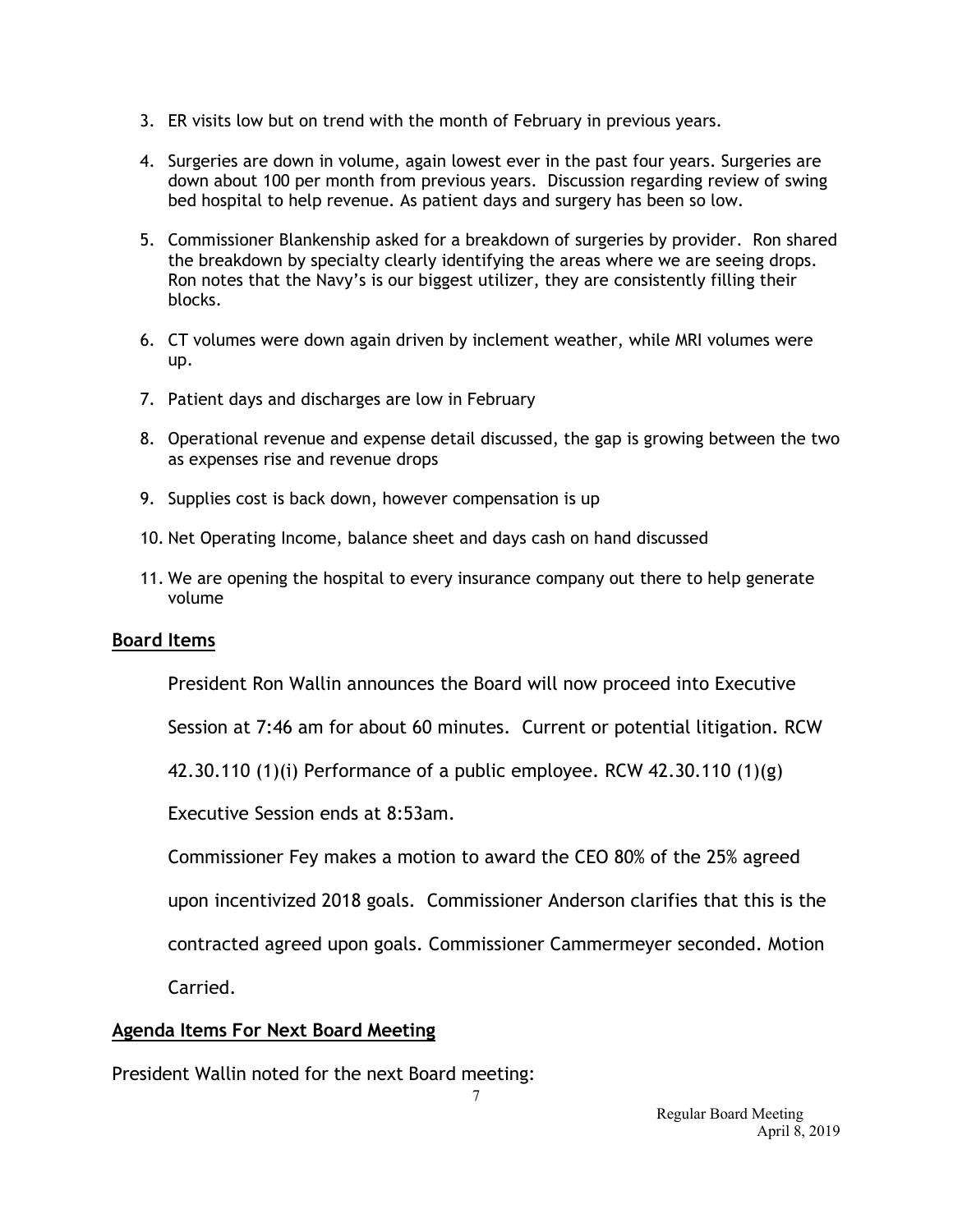3. ER visits low but on trend with the month of February in previous years.

4. Surgeries are down in volume, again lowest ever in the past four years. Surgeries are down about 100 per month from previous years. Discussion regarding review of swing bed hospital to help revenue. As patient days and surgery has been so low.

5. Commissioner Blankenship asked for a breakdown of surgeries by provider. Ron shared the breakdown by specialty clearly identifying the areas where we are seeing drops. Ron notes that the Navy's is our biggest utilizer, they are consistently filling their blocks.

6. CT volumes were down again driven by inclement weather, while MRI volumes were up.

7. Patient days and discharges are low in February

8. Operational revenue and expense detail discussed, the gap is growing between the two as expenses rise and revenue drops

9. Supplies cost is back down, however compensation is up

10. Net Operating Income, balance sheet and days cash on hand discussed

11. We are opening the hospital to every insurance company out there to help generate volume

## Board Items

President Ron Wallin announces the Board will now proceed into Executive Session at 7:46 am for about 60 minutes. Current or potential litigation. RCW 42.30.110 (1)(i) Performance of a public employee. RCW 42.30.110 (1)(g)

Executive Session ends at 8:53am.

Commissioner Fey makes a motion to award the CEO 80% of the 25% agreed upon incentivized 2018 goals. Commissioner Anderson clarifies that this is the contracted agreed upon goals. Commissioner Cammermeyer seconded. Motion Carried.

## Agenda Items For Next Board Meeting

President Wallin noted for the next Board meeting: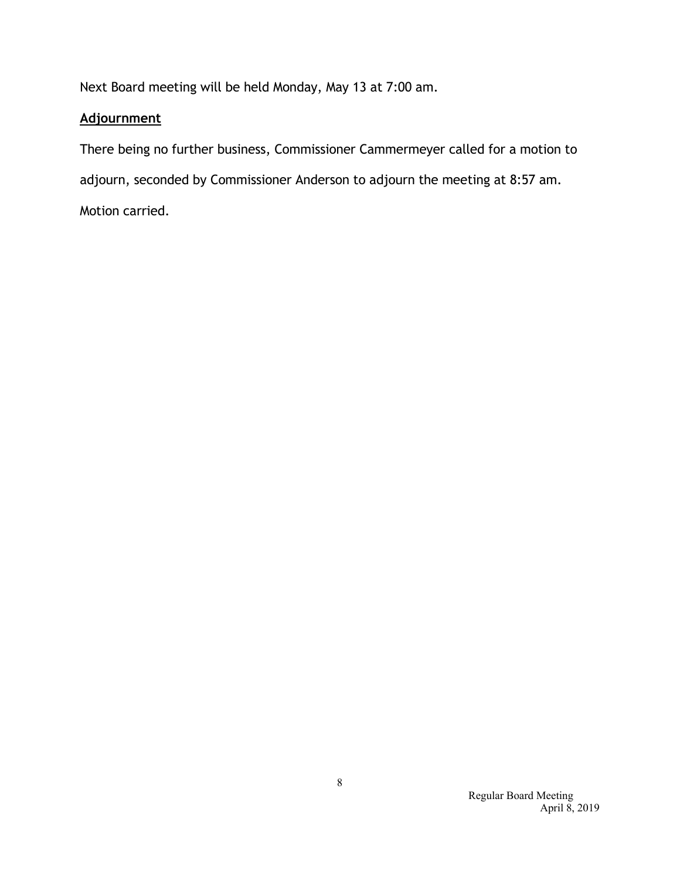Next Board meeting will be held Monday, May 13 at 7:00 am.

**Adjournment**

There being no further business, Commissioner Cammermeyer called for a motion to adjourn, seconded by Commissioner Anderson to adjourn the meeting at 8:57 am. Motion carried.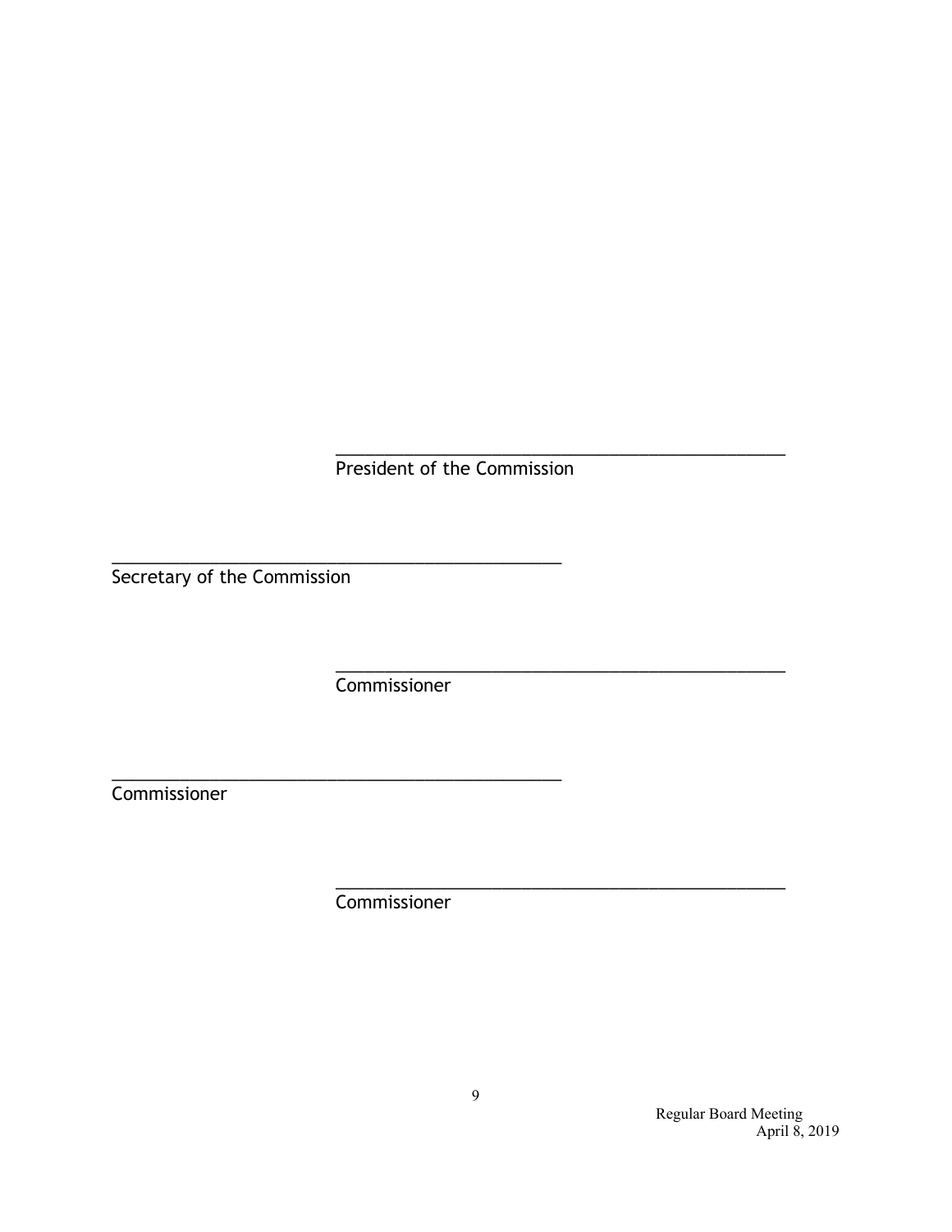_______________________________________________
President of the Commission

_______________________________________________
Secretary of the Commission

_______________________________________________
Commissioner

_______________________________________________
Commissioner

_______________________________________________
Commissioner